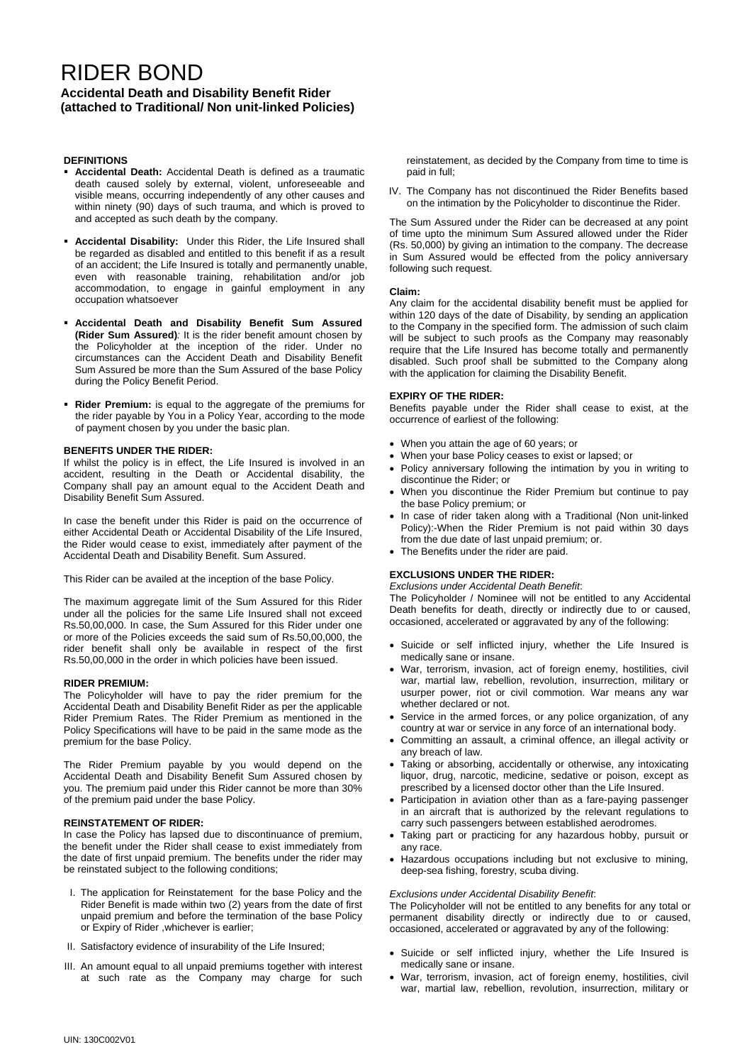# RIDER BOND

**Accidental Death and Disability Benefit Rider (attached to Traditional/ Non unit-linked Policies)**

**DEFINITIONS**

- **Accidental Death:** Accidental Death is defined as a traumatic death caused solely by external, violent, unforeseeable and visible means, occurring independently of any other causes and within ninety (90) days of such trauma, and which is proved to and accepted as such death by the company.
- **Accidental Disability:** Under this Rider, the Life Insured shall be regarded as disabled and entitled to this benefit if as a result of an accident; the Life Insured is totally and permanently unable, even with reasonable training, rehabilitation and/or job accommodation, to engage in gainful employment in any occupation whatsoever
- **Accidental Death and Disability Benefit Sum Assured (Rider Sum Assured)***:* It is the rider benefit amount chosen by the Policyholder at the inception of the rider. Under no circumstances can the Accident Death and Disability Benefit Sum Assured be more than the Sum Assured of the base Policy during the Policy Benefit Period.
- **Rider Premium:** is equal to the aggregate of the premiums for the rider payable by You in a Policy Year, according to the mode of payment chosen by you under the basic plan.

**BENEFITS UNDER THE RIDER:**

If whilst the policy is in effect, the Life Insured is involved in an accident, resulting in the Death or Accidental disability, the Company shall pay an amount equal to the Accident Death and Disability Benefit Sum Assured.

In case the benefit under this Rider is paid on the occurrence of either Accidental Death or Accidental Disability of the Life Insured, the Rider would cease to exist, immediately after payment of the Accidental Death and Disability Benefit. Sum Assured.

This Rider can be availed at the inception of the base Policy.

The maximum aggregate limit of the Sum Assured for this Rider under all the policies for the same Life Insured shall not exceed Rs.50,00,000. In case, the Sum Assured for this Rider under one or more of the Policies exceeds the said sum of Rs.50,00,000, the rider benefit shall only be available in respect of the first Rs.50,00,000 in the order in which policies have been issued.

**RIDER PREMIUM:**

The Policyholder will have to pay the rider premium for the Accidental Death and Disability Benefit Rider as per the applicable Rider Premium Rates. The Rider Premium as mentioned in the Policy Specifications will have to be paid in the same mode as the premium for the base Policy.

The Rider Premium payable by you would depend on the Accidental Death and Disability Benefit Sum Assured chosen by you. The premium paid under this Rider cannot be more than 30% of the premium paid under the base Policy.

**REINSTATEMENT OF RIDER:**

In case the Policy has lapsed due to discontinuance of premium, the benefit under the Rider shall cease to exist immediately from the date of first unpaid premium. The benefits under the rider may be reinstated subject to the following conditions;

I. The application for Reinstatement for the base Policy and the Rider Benefit is made within two (2) years from the date of first unpaid premium and before the termination of the base Policy or Expiry of Rider ,whichever is earlier;

II. Satisfactory evidence of insurability of the Life Insured;

III. An amount equal to all unpaid premiums together with interest at such rate as the Company may charge for such reinstatement, as decided by the Company from time to time is paid in full;

IV. The Company has not discontinued the Rider Benefits based on the intimation by the Policyholder to discontinue the Rider.

The Sum Assured under the Rider can be decreased at any point of time upto the minimum Sum Assured allowed under the Rider (Rs. 50,000) by giving an intimation to the company. The decrease in Sum Assured would be effected from the policy anniversary following such request.

**Claim:**

Any claim for the accidental disability benefit must be applied for within 120 days of the date of Disability, by sending an application to the Company in the specified form. The admission of such claim will be subject to such proofs as the Company may reasonably require that the Life Insured has become totally and permanently disabled. Such proof shall be submitted to the Company along with the application for claiming the Disability Benefit.

**EXPIRY OF THE RIDER:**

Benefits payable under the Rider shall cease to exist, at the occurrence of earliest of the following:

- When you attain the age of 60 years; or
- When your base Policy ceases to exist or lapsed; or
- Policy anniversary following the intimation by you in writing to discontinue the Rider; or
- When you discontinue the Rider Premium but continue to pay the base Policy premium; or
- In case of rider taken along with a Traditional (Non unit-linked Policy):-When the Rider Premium is not paid within 30 days from the due date of last unpaid premium; or.
- The Benefits under the rider are paid.

**EXCLUSIONS UNDER THE RIDER:**

*Exclusions under Accidental Death Benefit*:

The Policyholder / Nominee will not be entitled to any Accidental Death benefits for death, directly or indirectly due to or caused, occasioned, accelerated or aggravated by any of the following:

- Suicide or self inflicted injury, whether the Life Insured is medically sane or insane.
- War, terrorism, invasion, act of foreign enemy, hostilities, civil war, martial law, rebellion, revolution, insurrection, military or usurper power, riot or civil commotion. War means any war whether declared or not.
- Service in the armed forces, or any police organization, of any country at war or service in any force of an international body.
- Committing an assault, a criminal offence, an illegal activity or any breach of law.
- Taking or absorbing, accidentally or otherwise, any intoxicating liquor, drug, narcotic, medicine, sedative or poison, except as prescribed by a licensed doctor other than the Life Insured.
- Participation in aviation other than as a fare-paying passenger in an aircraft that is authorized by the relevant regulations to carry such passengers between established aerodromes.
- Taking part or practicing for any hazardous hobby, pursuit or any race.
- Hazardous occupations including but not exclusive to mining, deep-sea fishing, forestry, scuba diving.

*Exclusions under Accidental Disability Benefit*:

The Policyholder will not be entitled to any benefits for any total or permanent disability directly or indirectly due to or caused, occasioned, accelerated or aggravated by any of the following:

- Suicide or self inflicted injury, whether the Life Insured is medically sane or insane.
- War, terrorism, invasion, act of foreign enemy, hostilities, civil war, martial law, rebellion, revolution, insurrection, military or

UIN: 130C002V01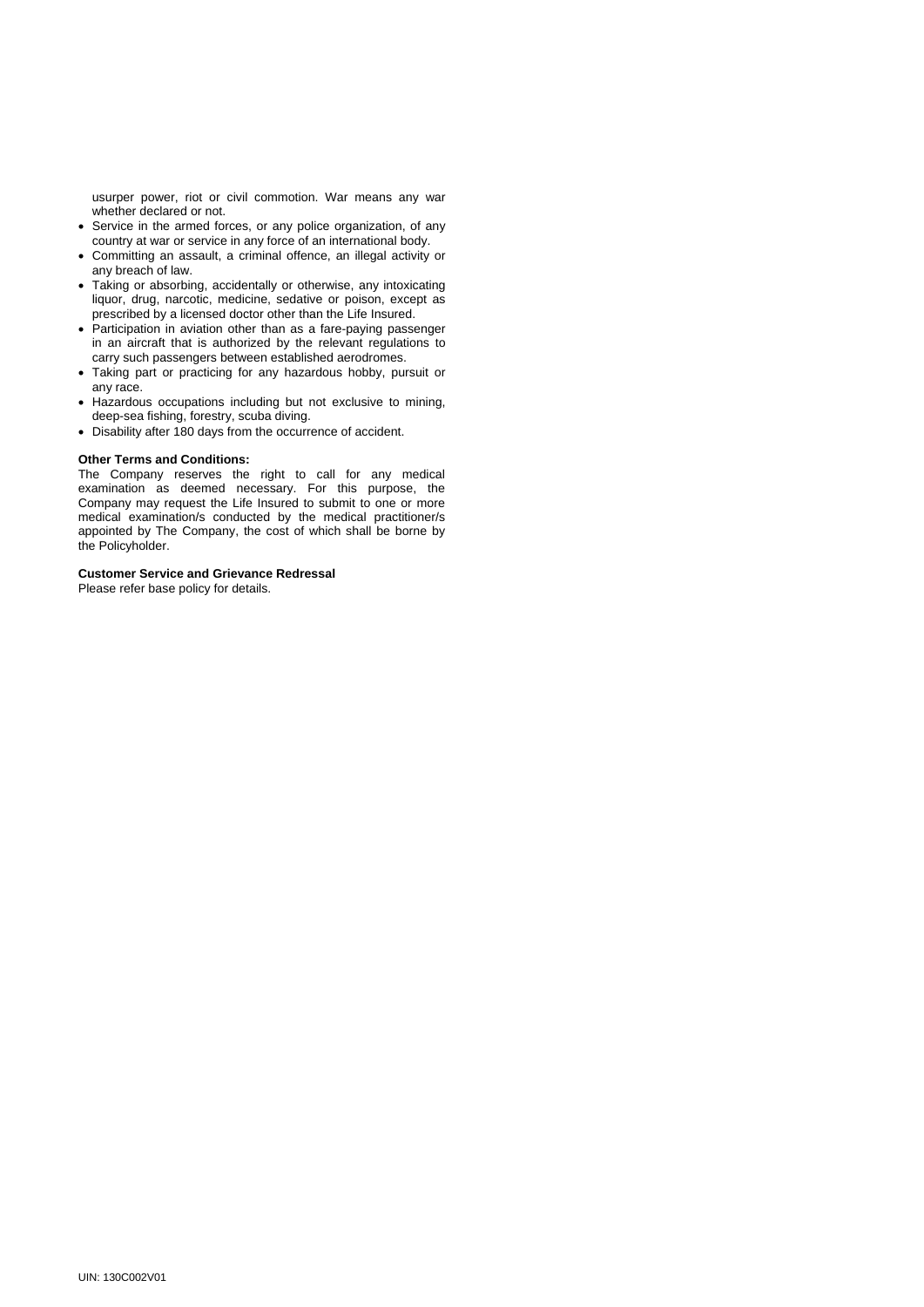usurper power, riot or civil commotion. War means any war whether declared or not.

- Service in the armed forces, or any police organization, of any country at war or service in any force of an international body.
- Committing an assault, a criminal offence, an illegal activity or any breach of law.
- Taking or absorbing, accidentally or otherwise, any intoxicating liquor, drug, narcotic, medicine, sedative or poison, except as prescribed by a licensed doctor other than the Life Insured.
- Participation in aviation other than as a fare-paying passenger in an aircraft that is authorized by the relevant regulations to carry such passengers between established aerodromes.
- Taking part or practicing for any hazardous hobby, pursuit or any race.
- Hazardous occupations including but not exclusive to mining, deep-sea fishing, forestry, scuba diving.
- Disability after 180 days from the occurrence of accident.

**Other Terms and Conditions:**

The Company reserves the right to call for any medical examination as deemed necessary. For this purpose, the Company may request the Life Insured to submit to one or more medical examination/s conducted by the medical practitioner/s appointed by The Company, the cost of which shall be borne by the Policyholder.

**Customer Service and Grievance Redressal**

Please refer base policy for details.

UIN: 130C002V01